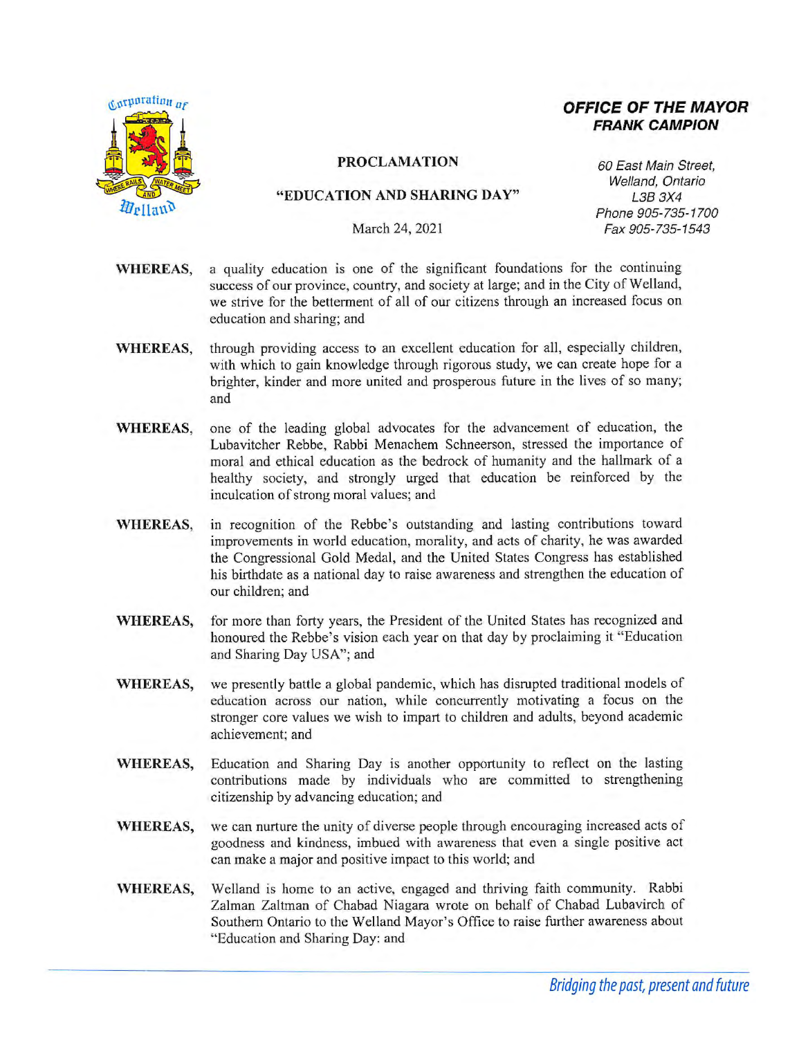**OFFICE OF THE MAYOR**
**FRANK CAMPION**

60 East Main Street,
Welland, Ontario
L3B 3X4
Phone 905-735-1700
Fax 905-735-1543

# PROCLAMATION

## "EDUCATION AND SHARING DAY"

March 24, 2021

**WHEREAS,** a quality education is one of the significant foundations for the continuing success of our province, country, and society at large; and in the City of Welland, we strive for the betterment of all of our citizens through an increased focus on education and sharing; and

**WHEREAS,** through providing access to an excellent education for all, especially children, with which to gain knowledge through rigorous study, we can create hope for a brighter, kinder and more united and prosperous future in the lives of so many; and

**WHEREAS,** one of the leading global advocates for the advancement of education, the Lubavitcher Rebbe, Rabbi Menachem Schneerson, stressed the importance of moral and ethical education as the bedrock of humanity and the hallmark of a healthy society, and strongly urged that education be reinforced by the inculcation of strong moral values; and

**WHEREAS,** in recognition of the Rebbe's outstanding and lasting contributions toward improvements in world education, morality, and acts of charity, he was awarded the Congressional Gold Medal, and the United States Congress has established his birthdate as a national day to raise awareness and strengthen the education of our children; and

**WHEREAS,** for more than forty years, the President of the United States has recognized and honoured the Rebbe's vision each year on that day by proclaiming it "Education and Sharing Day USA"; and

**WHEREAS,** we presently battle a global pandemic, which has disrupted traditional models of education across our nation, while concurrently motivating a focus on the stronger core values we wish to impart to children and adults, beyond academic achievement; and

**WHEREAS,** Education and Sharing Day is another opportunity to reflect on the lasting contributions made by individuals who are committed to strengthening citizenship by advancing education; and

**WHEREAS,** we can nurture the unity of diverse people through encouraging increased acts of goodness and kindness, imbued with awareness that even a single positive act can make a major and positive impact to this world; and

**WHEREAS,** Welland is home to an active, engaged and thriving faith community. Rabbi Zalman Zaltman of Chabad Niagara wrote on behalf of Chabad Lubavirch of Southern Ontario to the Welland Mayor's Office to raise further awareness about "Education and Sharing Day: and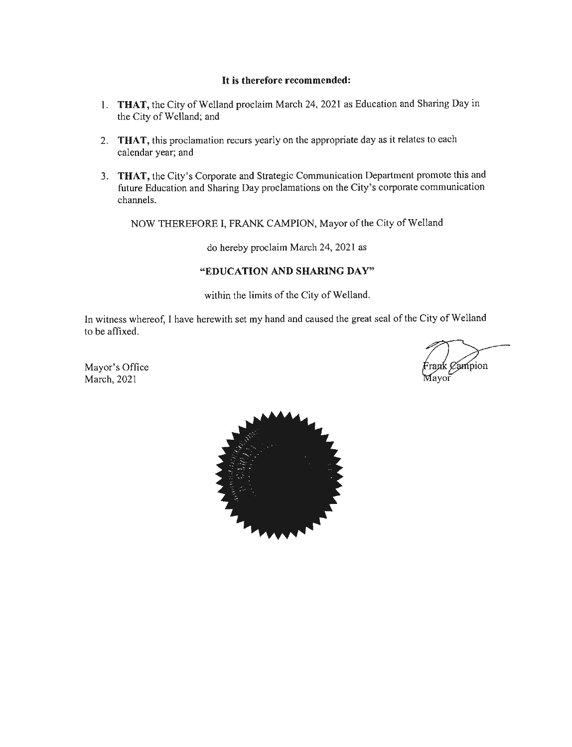**It is therefore recommended:**

1. **THAT,** the City of Welland proclaim March 24, 2021 as Education and Sharing Day in the City of Welland; and

2. **THAT,** this proclamation recurs yearly on the appropriate day as it relates to each calendar year; and

3. **THAT,** the City's Corporate and Strategic Communication Department promote this and future Education and Sharing Day proclamations on the City's corporate communication channels.

NOW THEREFORE I, FRANK CAMPION, Mayor of the City of Welland

do hereby proclaim March 24, 2021 as

**"EDUCATION AND SHARING DAY"**

within the limits of the City of Welland.

In witness whereof, I have herewith set my hand and caused the great seal of the City of Welland to be affixed.

Mayor's Office
March, 2021

Frank Campion
Mayor